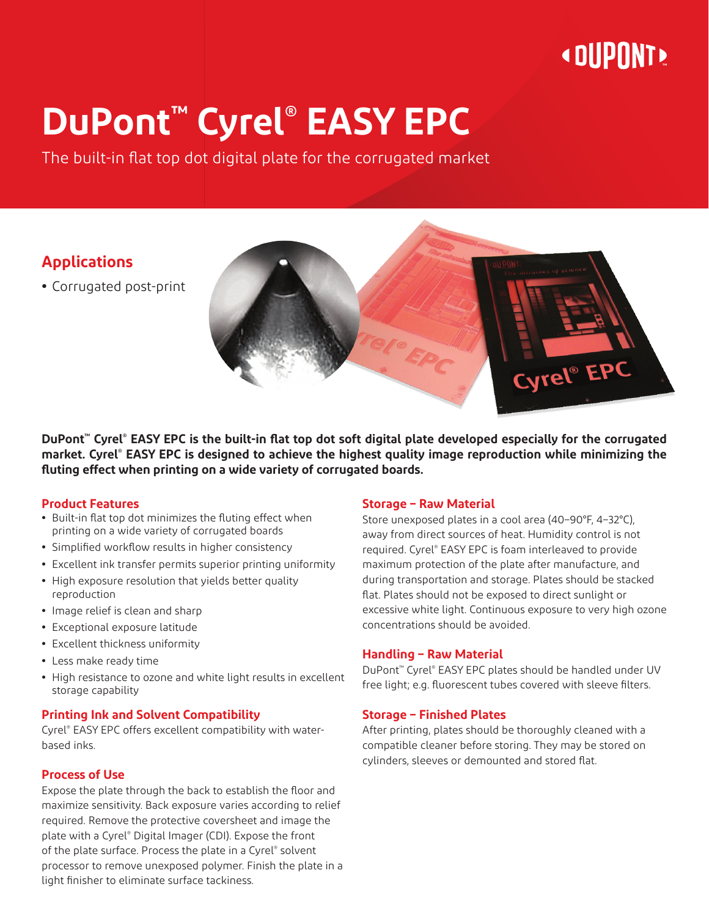# DuPont™ Cyrel® EASY EPC

The built-in flat top dot digital plate for the corrugated market

## Applications

- Corrugated post-print

**DuPont™ Cyrel® EASY EPC is the built-in flat top dot soft digital plate developed especially for the corrugated market. Cyrel® EASY EPC is designed to achieve the highest quality image reproduction while minimizing the fluting effect when printing on a wide variety of corrugated boards.**

### Product Features

- Built-in flat top dot minimizes the fluting effect when printing on a wide variety of corrugated boards
- Simplified workflow results in higher consistency
- Excellent ink transfer permits superior printing uniformity
- High exposure resolution that yields better quality reproduction
- Image relief is clean and sharp
- Exceptional exposure latitude
- Excellent thickness uniformity
- Less make ready time
- High resistance to ozone and white light results in excellent storage capability

### Printing Ink and Solvent Compatibility

Cyrel® EASY EPC offers excellent compatibility with water-based inks.

### Process of Use

Expose the plate through the back to establish the floor and maximize sensitivity. Back exposure varies according to relief required. Remove the protective coversheet and image the plate with a Cyrel® Digital Imager (CDI). Expose the front of the plate surface. Process the plate in a Cyrel® solvent processor to remove unexposed polymer. Finish the plate in a light finisher to eliminate surface tackiness.

### Storage – Raw Material

Store unexposed plates in a cool area (40–90°F, 4–32°C), away from direct sources of heat. Humidity control is not required. Cyrel® EASY EPC is foam interleaved to provide maximum protection of the plate after manufacture, and during transportation and storage. Plates should be stacked flat. Plates should not be exposed to direct sunlight or excessive white light. Continuous exposure to very high ozone concentrations should be avoided.

### Handling – Raw Material

DuPont™ Cyrel® EASY EPC plates should be handled under UV free light; e.g. fluorescent tubes covered with sleeve filters.

### Storage – Finished Plates

After printing, plates should be thoroughly cleaned with a compatible cleaner before storing. They may be stored on cylinders, sleeves or demounted and stored flat.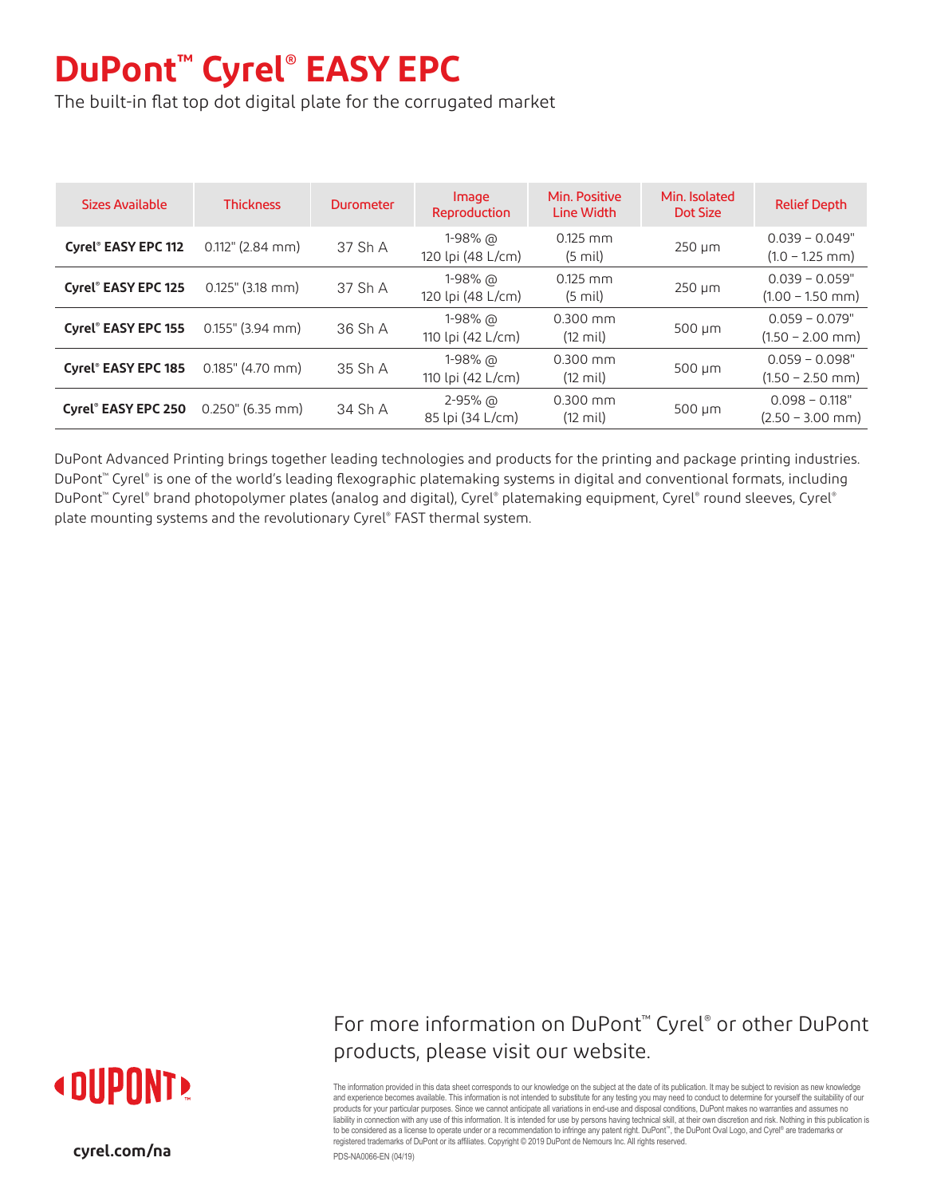# DuPont™ Cyrel® EASY EPC

The built-in flat top dot digital plate for the corrugated market

| Sizes Available | Thickness | Durometer | Image Reproduction | Min. Positive Line Width | Min. Isolated Dot Size | Relief Depth |
|---|---|---|---|---|---|---|
| **Cyrel® EASY EPC 112** | 0.112" (2.84 mm) | 37 Sh A | 1-98% @ 120 lpi (48 L/cm) | 0.125 mm (5 mil) | 250 µm | 0.039 – 0.049" (1.0 – 1.25 mm) |
| **Cyrel® EASY EPC 125** | 0.125" (3.18 mm) | 37 Sh A | 1-98% @ 120 lpi (48 L/cm) | 0.125 mm (5 mil) | 250 µm | 0.039 – 0.059" (1.00 – 1.50 mm) |
| **Cyrel® EASY EPC 155** | 0.155" (3.94 mm) | 36 Sh A | 1-98% @ 110 lpi (42 L/cm) | 0.300 mm (12 mil) | 500 µm | 0.059 – 0.079" (1.50 – 2.00 mm) |
| **Cyrel® EASY EPC 185** | 0.185" (4.70 mm) | 35 Sh A | 1-98% @ 110 lpi (42 L/cm) | 0.300 mm (12 mil) | 500 µm | 0.059 – 0.098" (1.50 – 2.50 mm) |
| **Cyrel® EASY EPC 250** | 0.250" (6.35 mm) | 34 Sh A | 2-95% @ 85 lpi (34 L/cm) | 0.300 mm (12 mil) | 500 µm | 0.098 – 0.118" (2.50 – 3.00 mm) |

DuPont Advanced Printing brings together leading technologies and products for the printing and package printing industries. DuPont™ Cyrel® is one of the world's leading flexographic platemaking systems in digital and conventional formats, including DuPont™ Cyrel® brand photopolymer plates (analog and digital), Cyrel® platemaking equipment, Cyrel® round sleeves, Cyrel® plate mounting systems and the revolutionary Cyrel® FAST thermal system.

For more information on DuPont™ Cyrel® or other DuPont products, please visit our website.

DUPONT™

cyrel.com/na

The information provided in this data sheet corresponds to our knowledge on the subject at the date of its publication. It may be subject to revision as new knowledge and experience becomes available. This information is not intended to substitute for any testing you may need to conduct to determine for yourself the suitability of our products for your particular purposes. Since we cannot anticipate all variations in end-use and disposal conditions, DuPont makes no warranties and assumes no liability in connection with any use of this information. It is intended for use by persons having technical skill, at their own discretion and risk. Nothing in this publication is to be considered as a license to operate under or a recommendation to infringe any patent right. DuPont™, the DuPont Oval Logo, and Cyrel® are trademarks or registered trademarks of DuPont or its affiliates. Copyright © 2019 DuPont de Nemours Inc. All rights reserved.

PDS-NA0066-EN (04/19)